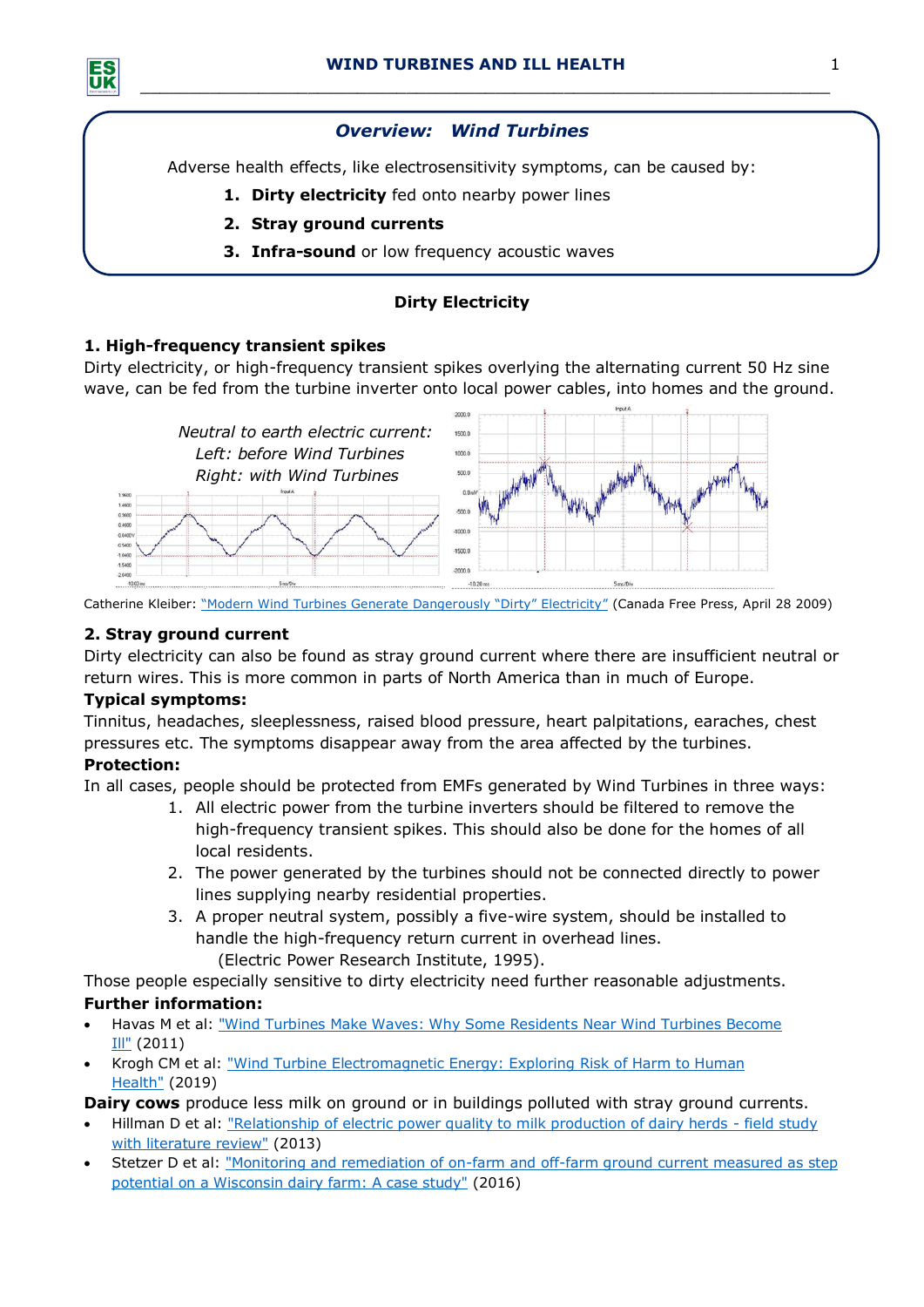## *Overview: Wind Turbines*

Adverse health effects, like electrosensitivity symptoms, can be caused by:

1. **Dirty electricity** fed onto nearby power lines
2. **Stray ground currents**
3. **Infra-sound** or low frequency acoustic waves

### Dirty Electricity

**1. High-frequency transient spikes**

Dirty electricity, or high-frequency transient spikes overlying the alternating current 50 Hz sine wave, can be fed from the turbine inverter onto local power cables, into homes and the ground.

*Neutral to earth electric current:*
*Left: before Wind Turbines*
*Right: with Wind Turbines*

Catherine Kleiber: "Modern Wind Turbines Generate Dangerously "Dirty" Electricity" (Canada Free Press, April 28 2009)

**2. Stray ground current**

Dirty electricity can also be found as stray ground current where there are insufficient neutral or return wires. This is more common in parts of North America than in much of Europe.

**Typical symptoms:**

Tinnitus, headaches, sleeplessness, raised blood pressure, heart palpitations, earaches, chest pressures etc. The symptoms disappear away from the area affected by the turbines.

**Protection:**

In all cases, people should be protected from EMFs generated by Wind Turbines in three ways:

1. All electric power from the turbine inverters should be filtered to remove the high-frequency transient spikes. This should also be done for the homes of all local residents.
2. The power generated by the turbines should not be connected directly to power lines supplying nearby residential properties.
3. A proper neutral system, possibly a five-wire system, should be installed to handle the high-frequency return current in overhead lines.
   (Electric Power Research Institute, 1995).

Those people especially sensitive to dirty electricity need further reasonable adjustments.

**Further information:**

- Havas M et al: "Wind Turbines Make Waves: Why Some Residents Near Wind Turbines Become Ill" (2011)
- Krogh CM et al: "Wind Turbine Electromagnetic Energy: Exploring Risk of Harm to Human Health" (2019)

**Dairy cows** produce less milk on ground or in buildings polluted with stray ground currents.

- Hillman D et al: "Relationship of electric power quality to milk production of dairy herds - field study with literature review" (2013)
- Stetzer D et al: "Monitoring and remediation of on-farm and off-farm ground current measured as step potential on a Wisconsin dairy farm: A case study" (2016)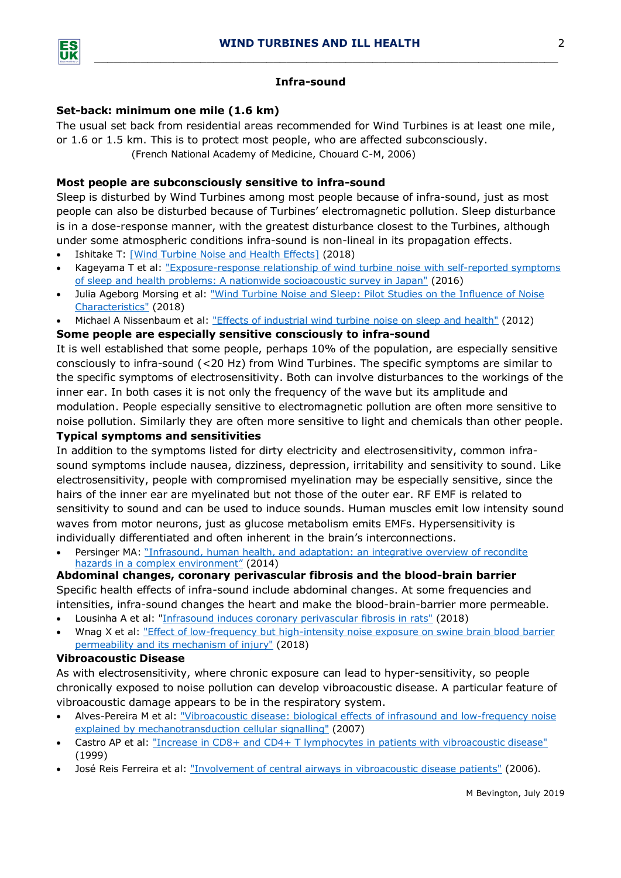## Infra-sound

**Set-back: minimum one mile (1.6 km)**

The usual set back from residential areas recommended for Wind Turbines is at least one mile, or 1.6 or 1.5 km. This is to protect most people, who are affected subconsciously.

(French National Academy of Medicine, Chouard C-M, 2006)

**Most people are subconsciously sensitive to infra-sound**

Sleep is disturbed by Wind Turbines among most people because of infra-sound, just as most people can also be disturbed because of Turbines' electromagnetic pollution. Sleep disturbance is in a dose-response manner, with the greatest disturbance closest to the Turbines, although under some atmospheric conditions infra-sound is non-lineal in its propagation effects.

- Ishitake T: [Wind Turbine Noise and Health Effects] (2018)
- Kageyama T et al: "Exposure-response relationship of wind turbine noise with self-reported symptoms of sleep and health problems: A nationwide socioacoustic survey in Japan" (2016)
- Julia Ageborg Morsing et al: "Wind Turbine Noise and Sleep: Pilot Studies on the Influence of Noise Characteristics" (2018)
- Michael A Nissenbaum et al: "Effects of industrial wind turbine noise on sleep and health" (2012)

**Some people are especially sensitive consciously to infra-sound**

It is well established that some people, perhaps 10% of the population, are especially sensitive consciously to infra-sound (<20 Hz) from Wind Turbines. The specific symptoms are similar to the specific symptoms of electrosensitivity. Both can involve disturbances to the workings of the inner ear. In both cases it is not only the frequency of the wave but its amplitude and modulation. People especially sensitive to electromagnetic pollution are often more sensitive to noise pollution. Similarly they are often more sensitive to light and chemicals than other people.

**Typical symptoms and sensitivities**

In addition to the symptoms listed for dirty electricity and electrosensitivity, common infra-sound symptoms include nausea, dizziness, depression, irritability and sensitivity to sound. Like electrosensitivity, people with compromised myelination may be especially sensitive, since the hairs of the inner ear are myelinated but not those of the outer ear. RF EMF is related to sensitivity to sound and can be used to induce sounds. Human muscles emit low intensity sound waves from motor neurons, just as glucose metabolism emits EMFs. Hypersensitivity is individually differentiated and often inherent in the brain's interconnections.

- Persinger MA: "Infrasound, human health, and adaptation: an integrative overview of recondite hazards in a complex environment" (2014)

**Abdominal changes, coronary perivascular fibrosis and the blood-brain barrier**

Specific health effects of infra-sound include abdominal changes. At some frequencies and intensities, infra-sound changes the heart and make the blood-brain-barrier more permeable.

- Lousinha A et al: "Infrasound induces coronary perivascular fibrosis in rats" (2018)
- Wnag X et al: "Effect of low-frequency but high-intensity noise exposure on swine brain blood barrier permeability and its mechanism of injury" (2018)

**Vibroacoustic Disease**

As with electrosensitivity, where chronic exposure can lead to hyper-sensitivity, so people chronically exposed to noise pollution can develop vibroacoustic disease. A particular feature of vibroacoustic damage appears to be in the respiratory system.

- Alves-Pereira M et al: "Vibroacoustic disease: biological effects of infrasound and low-frequency noise explained by mechanotransduction cellular signalling" (2007)
- Castro AP et al: "Increase in CD8+ and CD4+ T lymphocytes in patients with vibroacoustic disease" (1999)
- José Reis Ferreira et al: "Involvement of central airways in vibroacoustic disease patients" (2006).

M Bevington, July 2019